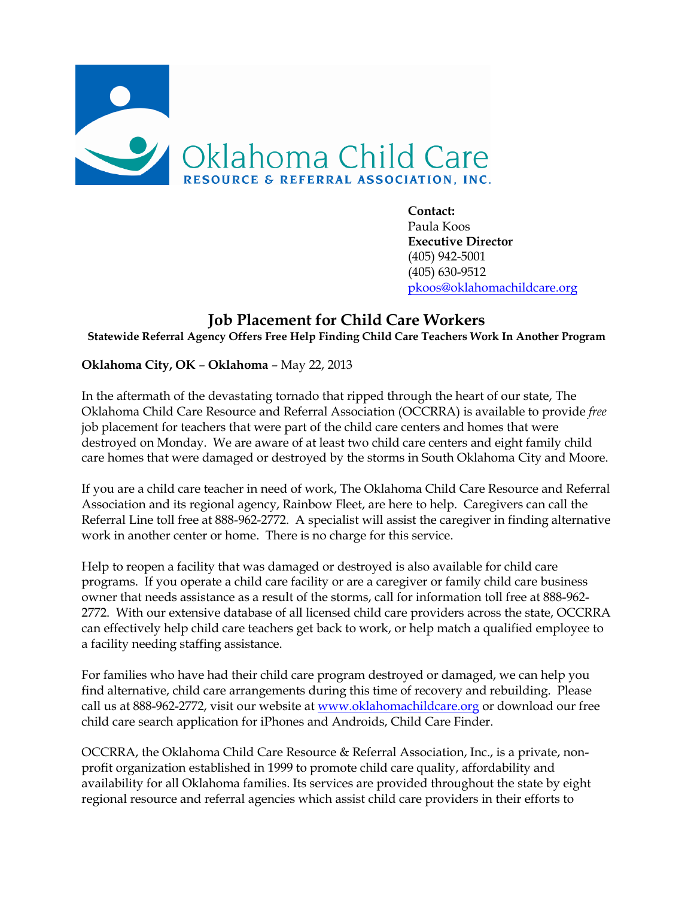Oklahoma Child Care
RESOURCE & REFERRAL ASSOCIATION, INC.

**Contact:**
Paula Koos
**Executive Director**
(405) 942-5001
(405) 630-9512
pkoos@oklahomachildcare.org

# Job Placement for Child Care Workers

**Statewide Referral Agency Offers Free Help Finding Child Care Teachers Work In Another Program**

**Oklahoma City, OK – Oklahoma** – May 22, 2013

In the aftermath of the devastating tornado that ripped through the heart of our state, The Oklahoma Child Care Resource and Referral Association (OCCRRA) is available to provide *free* job placement for teachers that were part of the child care centers and homes that were destroyed on Monday. We are aware of at least two child care centers and eight family child care homes that were damaged or destroyed by the storms in South Oklahoma City and Moore.

If you are a child care teacher in need of work, The Oklahoma Child Care Resource and Referral Association and its regional agency, Rainbow Fleet, are here to help. Caregivers can call the Referral Line toll free at 888-962-2772. A specialist will assist the caregiver in finding alternative work in another center or home. There is no charge for this service.

Help to reopen a facility that was damaged or destroyed is also available for child care programs. If you operate a child care facility or are a caregiver or family child care business owner that needs assistance as a result of the storms, call for information toll free at 888-962-2772. With our extensive database of all licensed child care providers across the state, OCCRRA can effectively help child care teachers get back to work, or help match a qualified employee to a facility needing staffing assistance.

For families who have had their child care program destroyed or damaged, we can help you find alternative, child care arrangements during this time of recovery and rebuilding. Please call us at 888-962-2772, visit our website at www.oklahomachildcare.org or download our free child care search application for iPhones and Androids, Child Care Finder.

OCCRRA, the Oklahoma Child Care Resource & Referral Association, Inc., is a private, non-profit organization established in 1999 to promote child care quality, affordability and availability for all Oklahoma families. Its services are provided throughout the state by eight regional resource and referral agencies which assist child care providers in their efforts to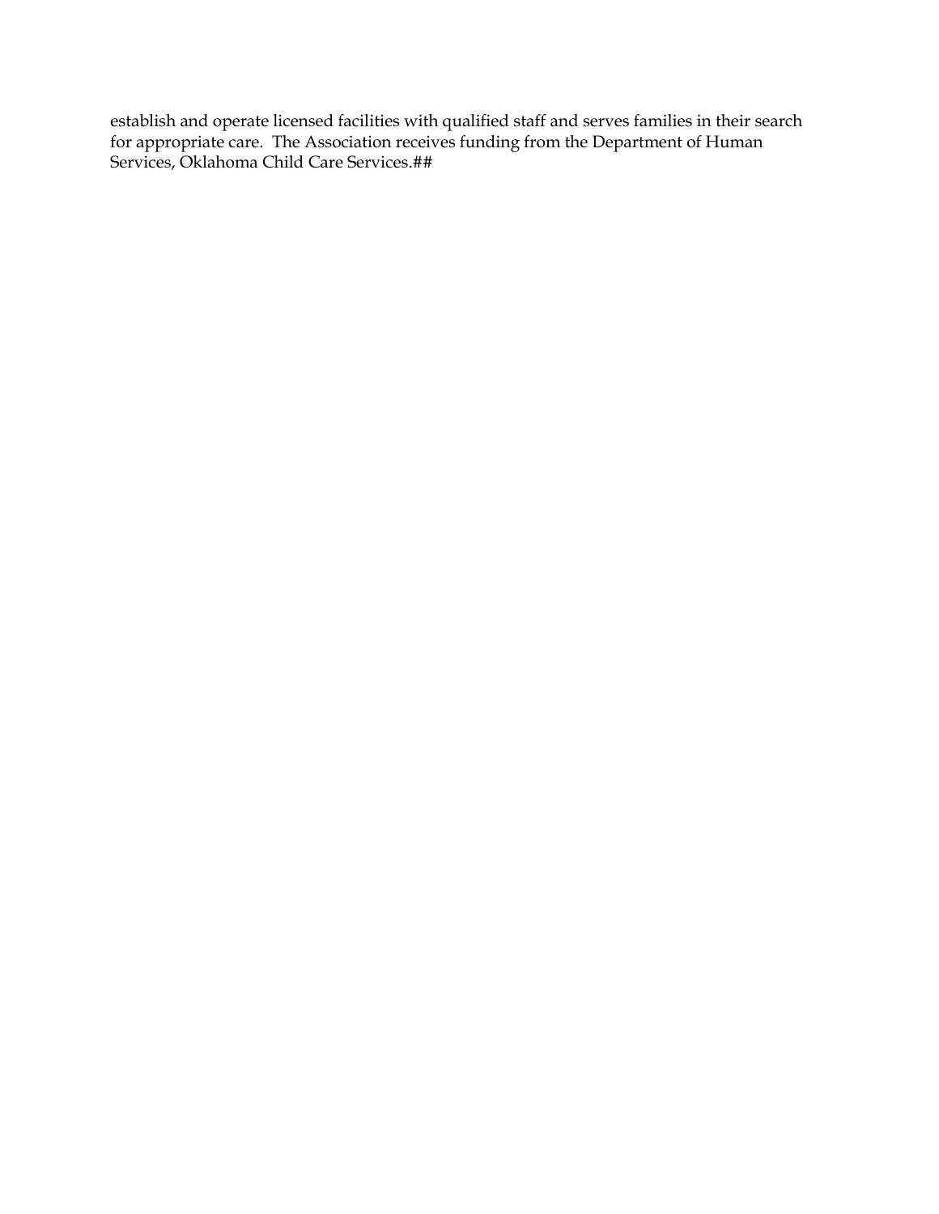establish and operate licensed facilities with qualified staff and serves families in their search for appropriate care. The Association receives funding from the Department of Human Services, Oklahoma Child Care Services.##